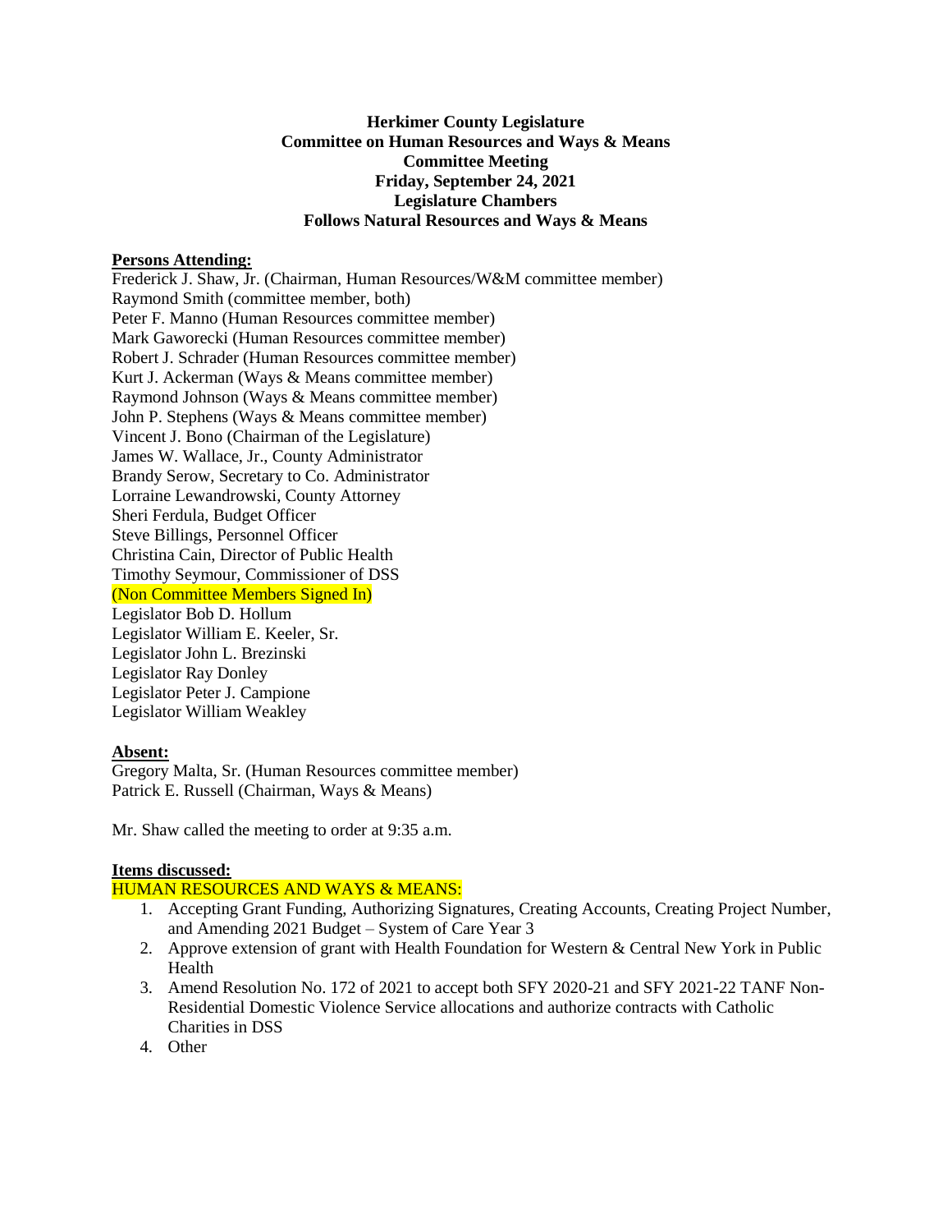**Herkimer County Legislature**
**Committee on Human Resources and Ways & Means**
**Committee Meeting**
**Friday, September 24, 2021**
**Legislature Chambers**
**Follows Natural Resources and Ways & Means**

**Persons Attending:**

Frederick J. Shaw, Jr. (Chairman, Human Resources/W&M committee member)
Raymond Smith (committee member, both)
Peter F. Manno (Human Resources committee member)
Mark Gaworecki (Human Resources committee member)
Robert J. Schrader (Human Resources committee member)
Kurt J. Ackerman (Ways & Means committee member)
Raymond Johnson (Ways & Means committee member)
John P. Stephens (Ways & Means committee member)
Vincent J. Bono (Chairman of the Legislature)
James W. Wallace, Jr., County Administrator
Brandy Serow, Secretary to Co. Administrator
Lorraine Lewandrowski, County Attorney
Sheri Ferdula, Budget Officer
Steve Billings, Personnel Officer
Christina Cain, Director of Public Health
Timothy Seymour, Commissioner of DSS
(Non Committee Members Signed In)
Legislator Bob D. Hollum
Legislator William E. Keeler, Sr.
Legislator John L. Brezinski
Legislator Ray Donley
Legislator Peter J. Campione
Legislator William Weakley

**Absent:**

Gregory Malta, Sr. (Human Resources committee member)
Patrick E. Russell (Chairman, Ways & Means)

Mr. Shaw called the meeting to order at 9:35 a.m.

**Items discussed:**

HUMAN RESOURCES AND WAYS & MEANS:

1. Accepting Grant Funding, Authorizing Signatures, Creating Accounts, Creating Project Number, and Amending 2021 Budget – System of Care Year 3
2. Approve extension of grant with Health Foundation for Western & Central New York in Public Health
3. Amend Resolution No. 172 of 2021 to accept both SFY 2020-21 and SFY 2021-22 TANF Non-Residential Domestic Violence Service allocations and authorize contracts with Catholic Charities in DSS
4. Other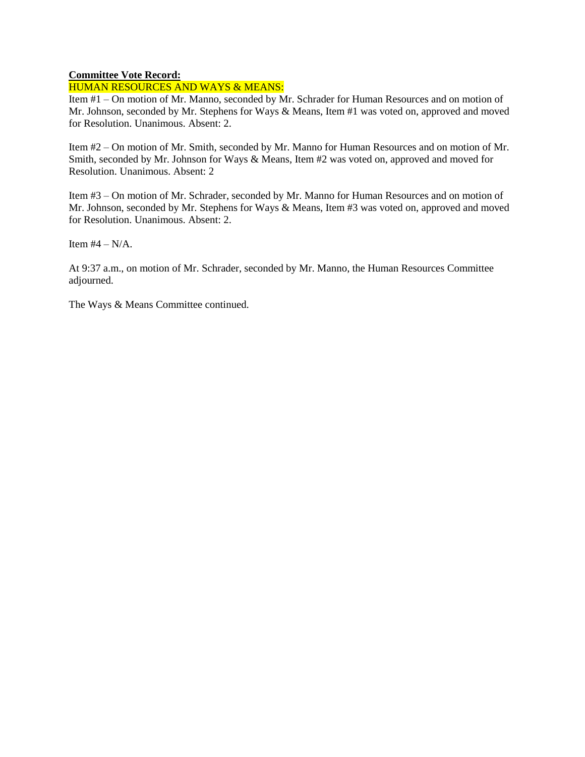**Committee Vote Record:**

HUMAN RESOURCES AND WAYS & MEANS:

Item #1 – On motion of Mr. Manno, seconded by Mr. Schrader for Human Resources and on motion of Mr. Johnson, seconded by Mr. Stephens for Ways & Means, Item #1 was voted on, approved and moved for Resolution. Unanimous. Absent: 2.

Item #2 – On motion of Mr. Smith, seconded by Mr. Manno for Human Resources and on motion of Mr. Smith, seconded by Mr. Johnson for Ways & Means, Item #2 was voted on, approved and moved for Resolution. Unanimous. Absent: 2

Item #3 – On motion of Mr. Schrader, seconded by Mr. Manno for Human Resources and on motion of Mr. Johnson, seconded by Mr. Stephens for Ways & Means, Item #3 was voted on, approved and moved for Resolution. Unanimous. Absent: 2.

Item #4 – N/A.

At 9:37 a.m., on motion of Mr. Schrader, seconded by Mr. Manno, the Human Resources Committee adjourned.

The Ways & Means Committee continued.